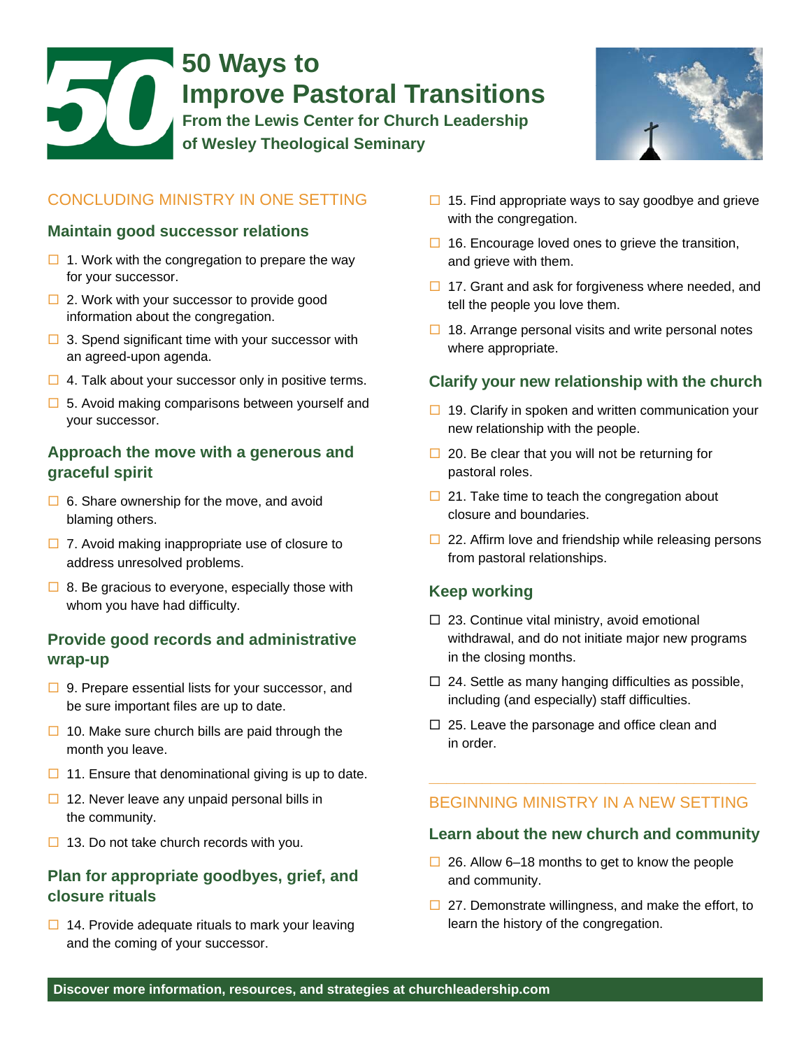# 50 Ways to Improve Pastoral Transitions

**From the Lewis Center for Church Leadership of Wesley Theological Seminary**

## CONCLUDING MINISTRY IN ONE SETTING

### Maintain good successor relations

- ☐ 1. Work with the congregation to prepare the way for your successor.
- ☐ 2. Work with your successor to provide good information about the congregation.
- ☐ 3. Spend significant time with your successor with an agreed-upon agenda.
- ☐ 4. Talk about your successor only in positive terms.
- ☐ 5. Avoid making comparisons between yourself and your successor.

### Approach the move with a generous and graceful spirit

- ☐ 6. Share ownership for the move, and avoid blaming others.
- ☐ 7. Avoid making inappropriate use of closure to address unresolved problems.
- ☐ 8. Be gracious to everyone, especially those with whom you have had difficulty.

### Provide good records and administrative wrap-up

- ☐ 9. Prepare essential lists for your successor, and be sure important files are up to date.
- ☐ 10. Make sure church bills are paid through the month you leave.
- ☐ 11. Ensure that denominational giving is up to date.
- ☐ 12. Never leave any unpaid personal bills in the community.
- ☐ 13. Do not take church records with you.

### Plan for appropriate goodbyes, grief, and closure rituals

- ☐ 14. Provide adequate rituals to mark your leaving and the coming of your successor.
- ☐ 15. Find appropriate ways to say goodbye and grieve with the congregation.
- ☐ 16. Encourage loved ones to grieve the transition, and grieve with them.
- ☐ 17. Grant and ask for forgiveness where needed, and tell the people you love them.
- ☐ 18. Arrange personal visits and write personal notes where appropriate.

### Clarify your new relationship with the church

- ☐ 19. Clarify in spoken and written communication your new relationship with the people.
- ☐ 20. Be clear that you will not be returning for pastoral roles.
- ☐ 21. Take time to teach the congregation about closure and boundaries.
- ☐ 22. Affirm love and friendship while releasing persons from pastoral relationships.

### Keep working

- ☐ 23. Continue vital ministry, avoid emotional withdrawal, and do not initiate major new programs in the closing months.
- ☐ 24. Settle as many hanging difficulties as possible, including (and especially) staff difficulties.
- ☐ 25. Leave the parsonage and office clean and in order.

## BEGINNING MINISTRY IN A NEW SETTING

### Learn about the new church and community

- ☐ 26. Allow 6–18 months to get to know the people and community.
- ☐ 27. Demonstrate willingness, and make the effort, to learn the history of the congregation.

**Discover more information, resources, and strategies at churchleadership.com**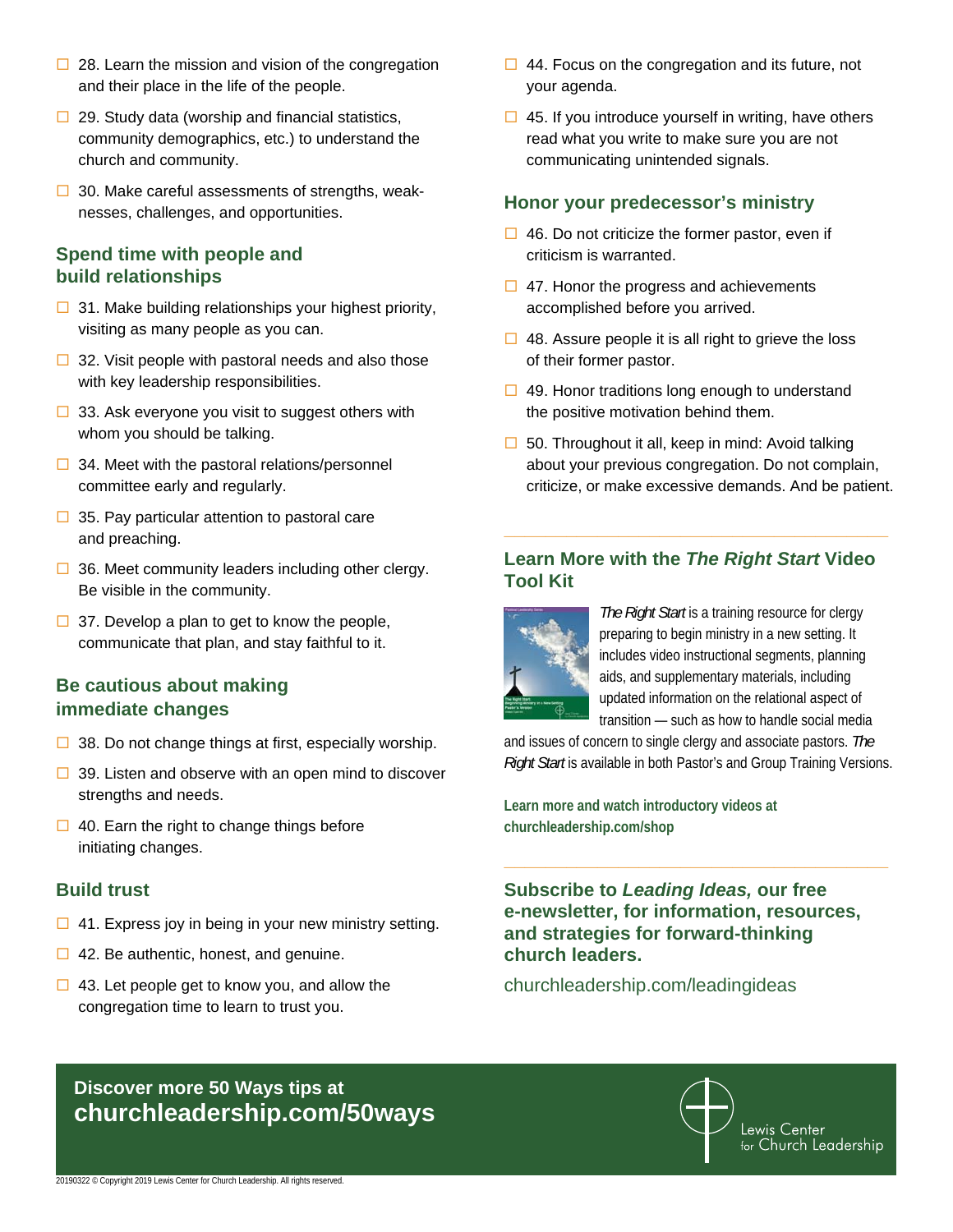- ☐ 28. Learn the mission and vision of the congregation and their place in the life of the people.
- ☐ 29. Study data (worship and financial statistics, community demographics, etc.) to understand the church and community.
- ☐ 30. Make careful assessments of strengths, weaknesses, challenges, and opportunities.

## Spend time with people and build relationships

- ☐ 31. Make building relationships your highest priority, visiting as many people as you can.
- ☐ 32. Visit people with pastoral needs and also those with key leadership responsibilities.
- ☐ 33. Ask everyone you visit to suggest others with whom you should be talking.
- ☐ 34. Meet with the pastoral relations/personnel committee early and regularly.
- ☐ 35. Pay particular attention to pastoral care and preaching.
- ☐ 36. Meet community leaders including other clergy. Be visible in the community.
- ☐ 37. Develop a plan to get to know the people, communicate that plan, and stay faithful to it.

## Be cautious about making immediate changes

- ☐ 38. Do not change things at first, especially worship.
- ☐ 39. Listen and observe with an open mind to discover strengths and needs.
- ☐ 40. Earn the right to change things before initiating changes.

## Build trust

- ☐ 41. Express joy in being in your new ministry setting.
- ☐ 42. Be authentic, honest, and genuine.
- ☐ 43. Let people get to know you, and allow the congregation time to learn to trust you.
- ☐ 44. Focus on the congregation and its future, not your agenda.
- ☐ 45. If you introduce yourself in writing, have others read what you write to make sure you are not communicating unintended signals.

## Honor your predecessor's ministry

- ☐ 46. Do not criticize the former pastor, even if criticism is warranted.
- ☐ 47. Honor the progress and achievements accomplished before you arrived.
- ☐ 48. Assure people it is all right to grieve the loss of their former pastor.
- ☐ 49. Honor traditions long enough to understand the positive motivation behind them.
- ☐ 50. Throughout it all, keep in mind: Avoid talking about your previous congregation. Do not complain, criticize, or make excessive demands. And be patient.

## Learn More with the *The Right Start* Video Tool Kit

*The Right Start* is a training resource for clergy preparing to begin ministry in a new setting. It includes video instructional segments, planning aids, and supplementary materials, including updated information on the relational aspect of transition — such as how to handle social media and issues of concern to single clergy and associate pastors. *The Right Start* is available in both Pastor's and Group Training Versions.

**Learn more and watch introductory videos at churchleadership.com/shop**

## Subscribe to *Leading Ideas,* our free e-newsletter, for information, resources, and strategies for forward-thinking church leaders.

churchleadership.com/leadingideas

**Discover more 50 Ways tips at**
**churchleadership.com/50ways**

Lewis Center for Church Leadership

20190322 © Copyright 2019 Lewis Center for Church Leadership. All rights reserved.